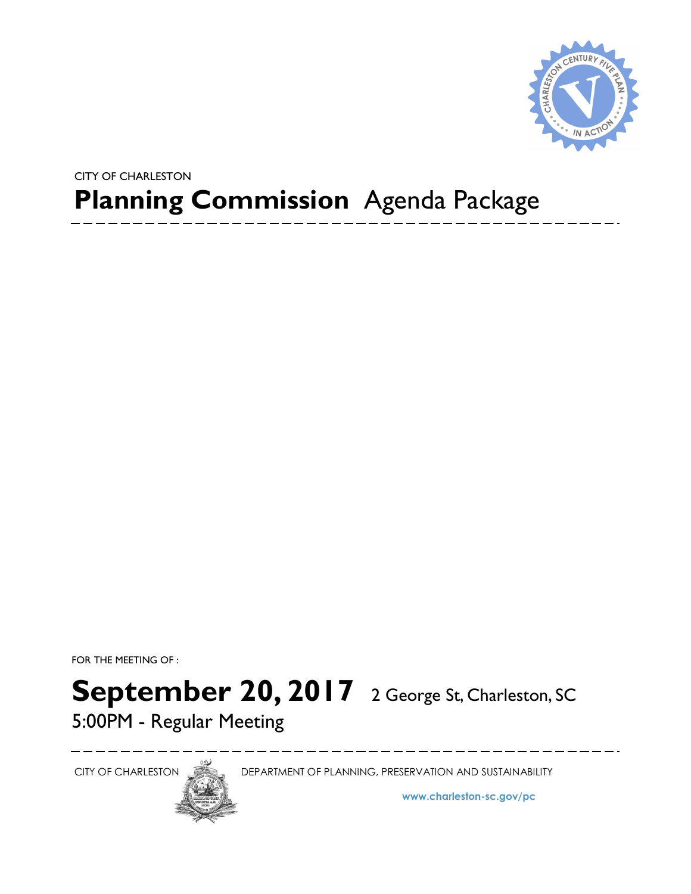CITY OF CHARLESTON

# **Planning Commission** Agenda Package

FOR THE MEETING OF :

## **September 20, 2017** 2 George St, Charleston, SC

5:00PM - Regular Meeting

CITY OF CHARLESTON DEPARTMENT OF PLANNING, PRESERVATION AND SUSTAINABILITY

**www.charleston-sc.gov/pc**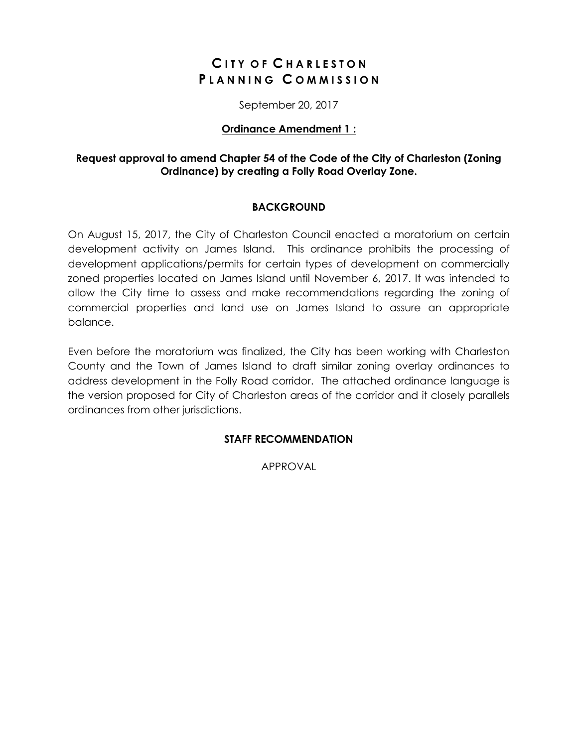# CITY OF CHARLESTON
# PLANNING COMMISSION

September 20, 2017

**Ordinance Amendment 1 :**

**Request approval to amend Chapter 54 of the Code of the City of Charleston (Zoning Ordinance) by creating a Folly Road Overlay Zone.**

## BACKGROUND

On August 15, 2017, the City of Charleston Council enacted a moratorium on certain development activity on James Island. This ordinance prohibits the processing of development applications/permits for certain types of development on commercially zoned properties located on James Island until November 6, 2017. It was intended to allow the City time to assess and make recommendations regarding the zoning of commercial properties and land use on James Island to assure an appropriate balance.

Even before the moratorium was finalized, the City has been working with Charleston County and the Town of James Island to draft similar zoning overlay ordinances to address development in the Folly Road corridor. The attached ordinance language is the version proposed for City of Charleston areas of the corridor and it closely parallels ordinances from other jurisdictions.

## STAFF RECOMMENDATION

APPROVAL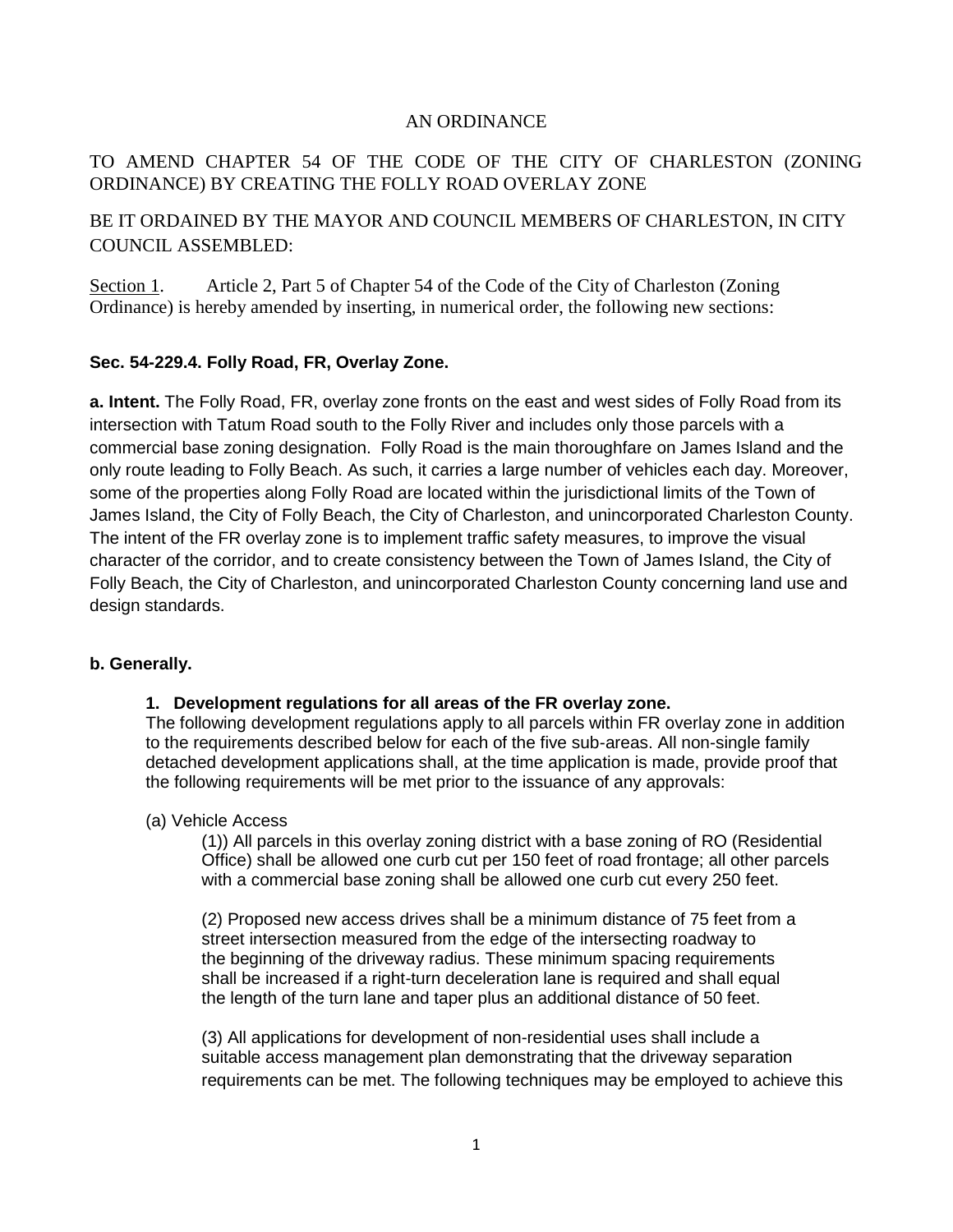AN ORDINANCE

TO AMEND CHAPTER 54 OF THE CODE OF THE CITY OF CHARLESTON (ZONING ORDINANCE) BY CREATING THE FOLLY ROAD OVERLAY ZONE

BE IT ORDAINED BY THE MAYOR AND COUNCIL MEMBERS OF CHARLESTON, IN CITY COUNCIL ASSEMBLED:

Section 1. Article 2, Part 5 of Chapter 54 of the Code of the City of Charleston (Zoning Ordinance) is hereby amended by inserting, in numerical order, the following new sections:

**Sec. 54-229.4. Folly Road, FR, Overlay Zone.**

**a. Intent.** The Folly Road, FR, overlay zone fronts on the east and west sides of Folly Road from its intersection with Tatum Road south to the Folly River and includes only those parcels with a commercial base zoning designation. Folly Road is the main thoroughfare on James Island and the only route leading to Folly Beach. As such, it carries a large number of vehicles each day. Moreover, some of the properties along Folly Road are located within the jurisdictional limits of the Town of James Island, the City of Folly Beach, the City of Charleston, and unincorporated Charleston County. The intent of the FR overlay zone is to implement traffic safety measures, to improve the visual character of the corridor, and to create consistency between the Town of James Island, the City of Folly Beach, the City of Charleston, and unincorporated Charleston County concerning land use and design standards.

**b. Generally.**

**1. Development regulations for all areas of the FR overlay zone.**
The following development regulations apply to all parcels within FR overlay zone in addition to the requirements described below for each of the five sub-areas. All non-single family detached development applications shall, at the time application is made, provide proof that the following requirements will be met prior to the issuance of any approvals:

(a) Vehicle Access

(1)) All parcels in this overlay zoning district with a base zoning of RO (Residential Office) shall be allowed one curb cut per 150 feet of road frontage; all other parcels with a commercial base zoning shall be allowed one curb cut every 250 feet.

(2) Proposed new access drives shall be a minimum distance of 75 feet from a street intersection measured from the edge of the intersecting roadway to the beginning of the driveway radius. These minimum spacing requirements shall be increased if a right-turn deceleration lane is required and shall equal the length of the turn lane and taper plus an additional distance of 50 feet.

(3) All applications for development of non-residential uses shall include a suitable access management plan demonstrating that the driveway separation requirements can be met. The following techniques may be employed to achieve this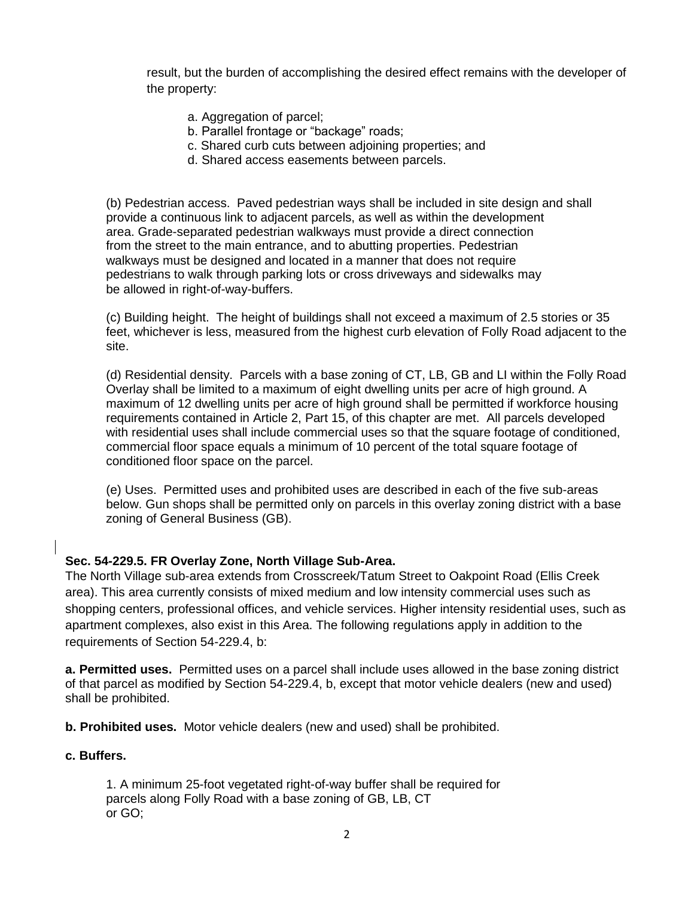result, but the burden of accomplishing the desired effect remains with the developer of the property:

a. Aggregation of parcel;
b. Parallel frontage or "backage" roads;
c. Shared curb cuts between adjoining properties; and
d. Shared access easements between parcels.

(b) Pedestrian access. Paved pedestrian ways shall be included in site design and shall provide a continuous link to adjacent parcels, as well as within the development area. Grade-separated pedestrian walkways must provide a direct connection from the street to the main entrance, and to abutting properties. Pedestrian walkways must be designed and located in a manner that does not require pedestrians to walk through parking lots or cross driveways and sidewalks may be allowed in right-of-way-buffers.

(c) Building height. The height of buildings shall not exceed a maximum of 2.5 stories or 35 feet, whichever is less, measured from the highest curb elevation of Folly Road adjacent to the site.

(d) Residential density. Parcels with a base zoning of CT, LB, GB and LI within the Folly Road Overlay shall be limited to a maximum of eight dwelling units per acre of high ground. A maximum of 12 dwelling units per acre of high ground shall be permitted if workforce housing requirements contained in Article 2, Part 15, of this chapter are met. All parcels developed with residential uses shall include commercial uses so that the square footage of conditioned, commercial floor space equals a minimum of 10 percent of the total square footage of conditioned floor space on the parcel.

(e) Uses. Permitted uses and prohibited uses are described in each of the five sub-areas below. Gun shops shall be permitted only on parcels in this overlay zoning district with a base zoning of General Business (GB).

**Sec. 54-229.5. FR Overlay Zone, North Village Sub-Area.**

The North Village sub-area extends from Crosscreek/Tatum Street to Oakpoint Road (Ellis Creek area). This area currently consists of mixed medium and low intensity commercial uses such as shopping centers, professional offices, and vehicle services. Higher intensity residential uses, such as apartment complexes, also exist in this Area. The following regulations apply in addition to the requirements of Section 54-229.4, b:

**a. Permitted uses.** Permitted uses on a parcel shall include uses allowed in the base zoning district of that parcel as modified by Section 54-229.4, b, except that motor vehicle dealers (new and used) shall be prohibited.

**b. Prohibited uses.** Motor vehicle dealers (new and used) shall be prohibited.

**c. Buffers.**

1. A minimum 25-foot vegetated right-of-way buffer shall be required for parcels along Folly Road with a base zoning of GB, LB, CT or GO;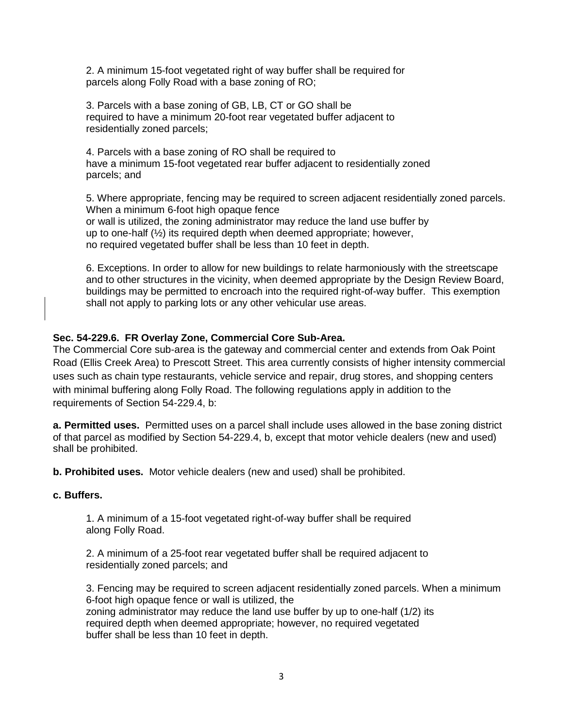2. A minimum 15-foot vegetated right of way buffer shall be required for parcels along Folly Road with a base zoning of RO;

3. Parcels with a base zoning of GB, LB, CT or GO shall be required to have a minimum 20-foot rear vegetated buffer adjacent to residentially zoned parcels;

4. Parcels with a base zoning of RO shall be required to have a minimum 15-foot vegetated rear buffer adjacent to residentially zoned parcels; and

5. Where appropriate, fencing may be required to screen adjacent residentially zoned parcels. When a minimum 6-foot high opaque fence or wall is utilized, the zoning administrator may reduce the land use buffer by up to one-half (½) its required depth when deemed appropriate; however, no required vegetated buffer shall be less than 10 feet in depth.

6. Exceptions. In order to allow for new buildings to relate harmoniously with the streetscape and to other structures in the vicinity, when deemed appropriate by the Design Review Board, buildings may be permitted to encroach into the required right-of-way buffer. This exemption shall not apply to parking lots or any other vehicular use areas.

**Sec. 54-229.6. FR Overlay Zone, Commercial Core Sub-Area.**

The Commercial Core sub-area is the gateway and commercial center and extends from Oak Point Road (Ellis Creek Area) to Prescott Street. This area currently consists of higher intensity commercial uses such as chain type restaurants, vehicle service and repair, drug stores, and shopping centers with minimal buffering along Folly Road. The following regulations apply in addition to the requirements of Section 54-229.4, b:

**a. Permitted uses.** Permitted uses on a parcel shall include uses allowed in the base zoning district of that parcel as modified by Section 54-229.4, b, except that motor vehicle dealers (new and used) shall be prohibited.

**b. Prohibited uses.** Motor vehicle dealers (new and used) shall be prohibited.

**c. Buffers.**

1. A minimum of a 15-foot vegetated right-of-way buffer shall be required along Folly Road.

2. A minimum of a 25-foot rear vegetated buffer shall be required adjacent to residentially zoned parcels; and

3. Fencing may be required to screen adjacent residentially zoned parcels. When a minimum 6-foot high opaque fence or wall is utilized, the zoning administrator may reduce the land use buffer by up to one-half (1/2) its required depth when deemed appropriate; however, no required vegetated buffer shall be less than 10 feet in depth.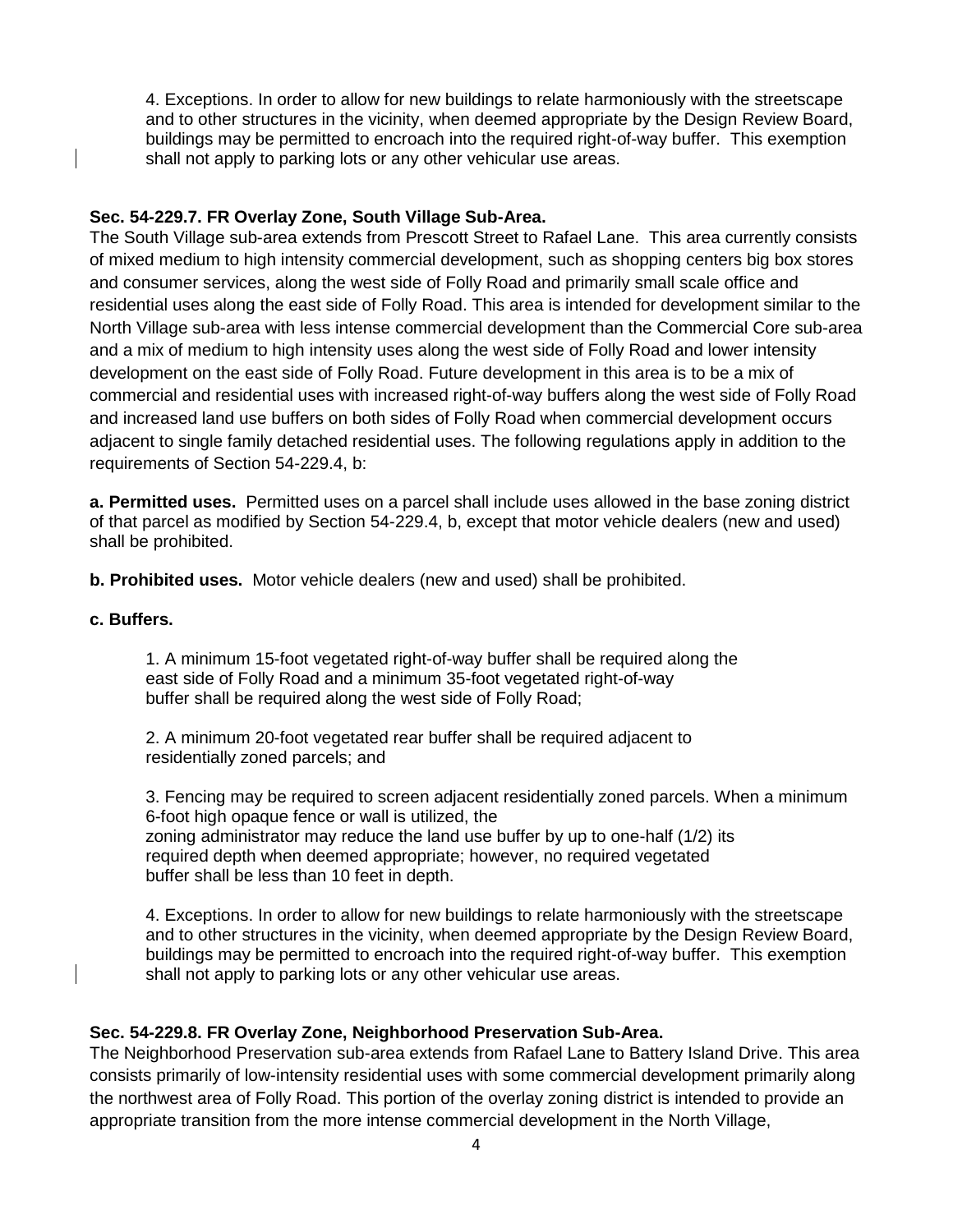4. Exceptions. In order to allow for new buildings to relate harmoniously with the streetscape and to other structures in the vicinity, when deemed appropriate by the Design Review Board, buildings may be permitted to encroach into the required right-of-way buffer. This exemption shall not apply to parking lots or any other vehicular use areas.

**Sec. 54-229.7. FR Overlay Zone, South Village Sub-Area.**

The South Village sub-area extends from Prescott Street to Rafael Lane. This area currently consists of mixed medium to high intensity commercial development, such as shopping centers big box stores and consumer services, along the west side of Folly Road and primarily small scale office and residential uses along the east side of Folly Road. This area is intended for development similar to the North Village sub-area with less intense commercial development than the Commercial Core sub-area and a mix of medium to high intensity uses along the west side of Folly Road and lower intensity development on the east side of Folly Road. Future development in this area is to be a mix of commercial and residential uses with increased right-of-way buffers along the west side of Folly Road and increased land use buffers on both sides of Folly Road when commercial development occurs adjacent to single family detached residential uses. The following regulations apply in addition to the requirements of Section 54-229.4, b:

**a. Permitted uses.** Permitted uses on a parcel shall include uses allowed in the base zoning district of that parcel as modified by Section 54-229.4, b, except that motor vehicle dealers (new and used) shall be prohibited.

**b. Prohibited uses.** Motor vehicle dealers (new and used) shall be prohibited.

**c. Buffers.**

1. A minimum 15-foot vegetated right-of-way buffer shall be required along the east side of Folly Road and a minimum 35-foot vegetated right-of-way buffer shall be required along the west side of Folly Road;

2. A minimum 20-foot vegetated rear buffer shall be required adjacent to residentially zoned parcels; and

3. Fencing may be required to screen adjacent residentially zoned parcels. When a minimum 6-foot high opaque fence or wall is utilized, the zoning administrator may reduce the land use buffer by up to one-half (1/2) its required depth when deemed appropriate; however, no required vegetated buffer shall be less than 10 feet in depth.

4. Exceptions. In order to allow for new buildings to relate harmoniously with the streetscape and to other structures in the vicinity, when deemed appropriate by the Design Review Board, buildings may be permitted to encroach into the required right-of-way buffer. This exemption shall not apply to parking lots or any other vehicular use areas.

**Sec. 54-229.8. FR Overlay Zone, Neighborhood Preservation Sub-Area.**

The Neighborhood Preservation sub-area extends from Rafael Lane to Battery Island Drive. This area consists primarily of low-intensity residential uses with some commercial development primarily along the northwest area of Folly Road. This portion of the overlay zoning district is intended to provide an appropriate transition from the more intense commercial development in the North Village,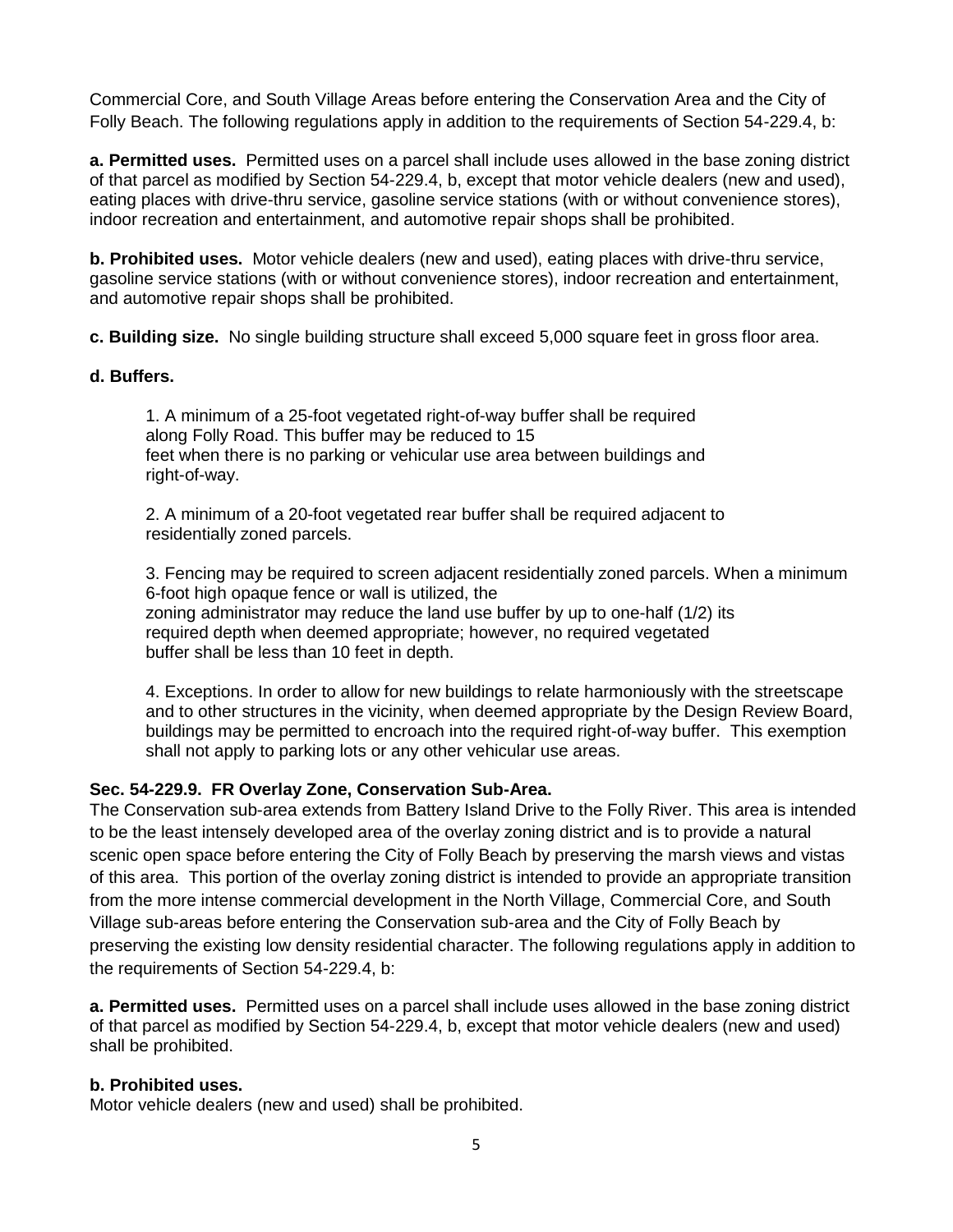Commercial Core, and South Village Areas before entering the Conservation Area and the City of Folly Beach. The following regulations apply in addition to the requirements of Section 54-229.4, b:

**a. Permitted uses.** Permitted uses on a parcel shall include uses allowed in the base zoning district of that parcel as modified by Section 54-229.4, b, except that motor vehicle dealers (new and used), eating places with drive-thru service, gasoline service stations (with or without convenience stores), indoor recreation and entertainment, and automotive repair shops shall be prohibited.

**b. Prohibited uses.** Motor vehicle dealers (new and used), eating places with drive-thru service, gasoline service stations (with or without convenience stores), indoor recreation and entertainment, and automotive repair shops shall be prohibited.

**c. Building size.** No single building structure shall exceed 5,000 square feet in gross floor area.

**d. Buffers.**

1. A minimum of a 25-foot vegetated right-of-way buffer shall be required along Folly Road. This buffer may be reduced to 15 feet when there is no parking or vehicular use area between buildings and right-of-way.

2. A minimum of a 20-foot vegetated rear buffer shall be required adjacent to residentially zoned parcels.

3. Fencing may be required to screen adjacent residentially zoned parcels. When a minimum 6-foot high opaque fence or wall is utilized, the zoning administrator may reduce the land use buffer by up to one-half (1/2) its required depth when deemed appropriate; however, no required vegetated buffer shall be less than 10 feet in depth.

4. Exceptions. In order to allow for new buildings to relate harmoniously with the streetscape and to other structures in the vicinity, when deemed appropriate by the Design Review Board, buildings may be permitted to encroach into the required right-of-way buffer. This exemption shall not apply to parking lots or any other vehicular use areas.

**Sec. 54-229.9. FR Overlay Zone, Conservation Sub-Area.**

The Conservation sub-area extends from Battery Island Drive to the Folly River. This area is intended to be the least intensely developed area of the overlay zoning district and is to provide a natural scenic open space before entering the City of Folly Beach by preserving the marsh views and vistas of this area. This portion of the overlay zoning district is intended to provide an appropriate transition from the more intense commercial development in the North Village, Commercial Core, and South Village sub-areas before entering the Conservation sub-area and the City of Folly Beach by preserving the existing low density residential character. The following regulations apply in addition to the requirements of Section 54-229.4, b:

**a. Permitted uses.** Permitted uses on a parcel shall include uses allowed in the base zoning district of that parcel as modified by Section 54-229.4, b, except that motor vehicle dealers (new and used) shall be prohibited.

**b. Prohibited uses.**

Motor vehicle dealers (new and used) shall be prohibited.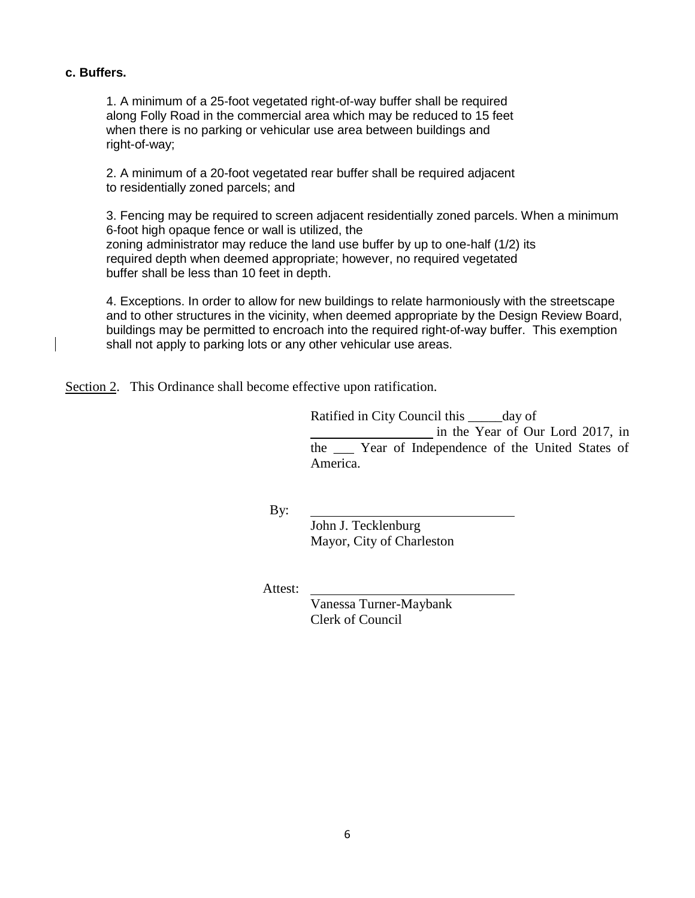**c. Buffers.**

1. A minimum of a 25-foot vegetated right-of-way buffer shall be required along Folly Road in the commercial area which may be reduced to 15 feet when there is no parking or vehicular use area between buildings and right-of-way;

2. A minimum of a 20-foot vegetated rear buffer shall be required adjacent to residentially zoned parcels; and

3. Fencing may be required to screen adjacent residentially zoned parcels. When a minimum 6-foot high opaque fence or wall is utilized, the zoning administrator may reduce the land use buffer by up to one-half (1/2) its required depth when deemed appropriate; however, no required vegetated buffer shall be less than 10 feet in depth.

4. Exceptions. In order to allow for new buildings to relate harmoniously with the streetscape and to other structures in the vicinity, when deemed appropriate by the Design Review Board, buildings may be permitted to encroach into the required right-of-way buffer. This exemption shall not apply to parking lots or any other vehicular use areas.

Section 2. This Ordinance shall become effective upon ratification.

Ratified in City Council this _____day of __________________ in the Year of Our Lord 2017, in the ___ Year of Independence of the United States of America.

By: ______________________________
John J. Tecklenburg
Mayor, City of Charleston

Attest: ______________________________
Vanessa Turner-Maybank
Clerk of Council